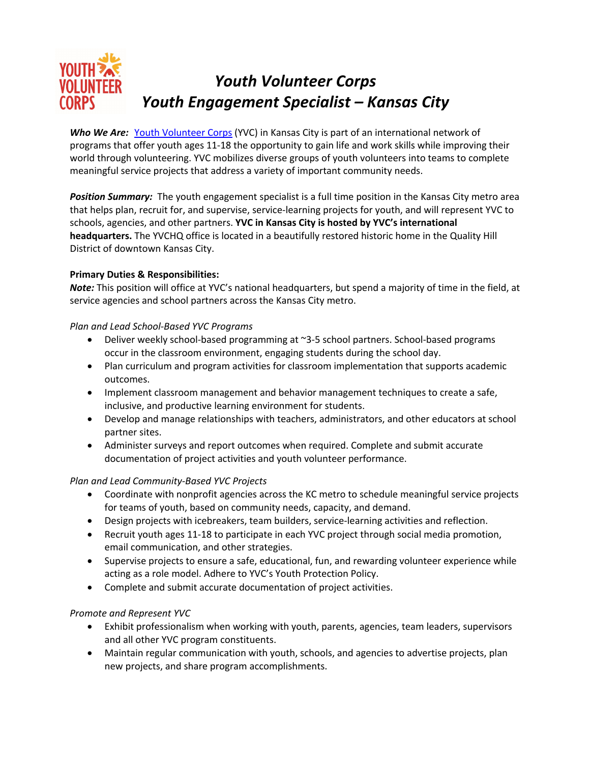# *Youth Volunteer Corps*
# *Youth Engagement Specialist – Kansas City*

***Who We Are:*** [Youth Volunteer Corps](Youth Volunteer Corps) (YVC) in Kansas City is part of an international network of programs that offer youth ages 11-18 the opportunity to gain life and work skills while improving their world through volunteering. YVC mobilizes diverse groups of youth volunteers into teams to complete meaningful service projects that address a variety of important community needs.

***Position Summary:*** The youth engagement specialist is a full time position in the Kansas City metro area that helps plan, recruit for, and supervise, service-learning projects for youth, and will represent YVC to schools, agencies, and other partners. **YVC in Kansas City is hosted by YVC's international headquarters.** The YVCHQ office is located in a beautifully restored historic home in the Quality Hill District of downtown Kansas City.

**Primary Duties & Responsibilities:**
***Note:*** This position will office at YVC's national headquarters, but spend a majority of time in the field, at service agencies and school partners across the Kansas City metro.

*Plan and Lead School-Based YVC Programs*

- Deliver weekly school-based programming at ~3-5 school partners. School-based programs occur in the classroom environment, engaging students during the school day.
- Plan curriculum and program activities for classroom implementation that supports academic outcomes.
- Implement classroom management and behavior management techniques to create a safe, inclusive, and productive learning environment for students.
- Develop and manage relationships with teachers, administrators, and other educators at school partner sites.
- Administer surveys and report outcomes when required. Complete and submit accurate documentation of project activities and youth volunteer performance.

*Plan and Lead Community-Based YVC Projects*

- Coordinate with nonprofit agencies across the KC metro to schedule meaningful service projects for teams of youth, based on community needs, capacity, and demand.
- Design projects with icebreakers, team builders, service-learning activities and reflection.
- Recruit youth ages 11-18 to participate in each YVC project through social media promotion, email communication, and other strategies.
- Supervise projects to ensure a safe, educational, fun, and rewarding volunteer experience while acting as a role model. Adhere to YVC's Youth Protection Policy.
- Complete and submit accurate documentation of project activities.

*Promote and Represent YVC*

- Exhibit professionalism when working with youth, parents, agencies, team leaders, supervisors and all other YVC program constituents.
- Maintain regular communication with youth, schools, and agencies to advertise projects, plan new projects, and share program accomplishments.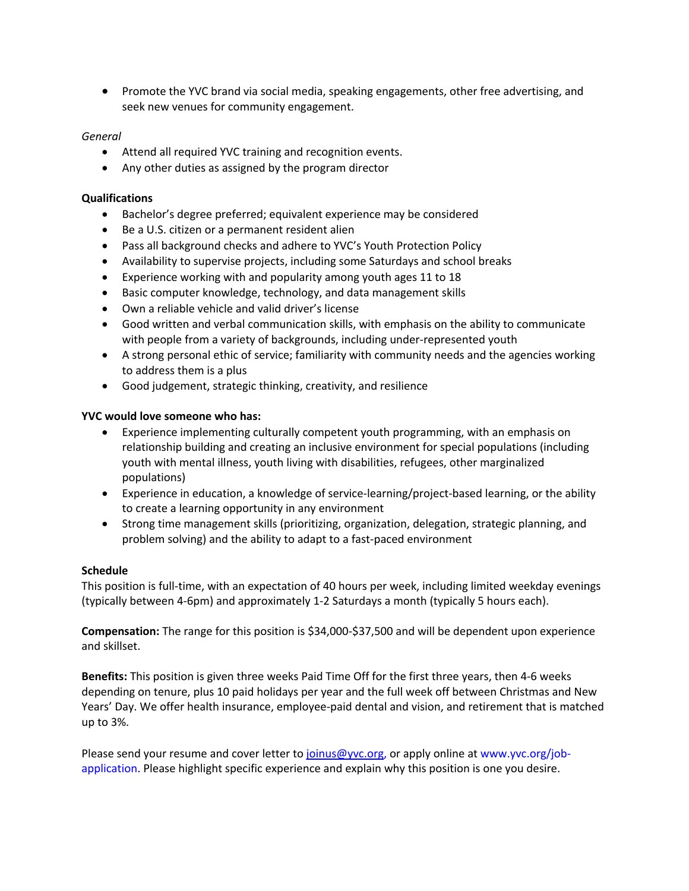- Promote the YVC brand via social media, speaking engagements, other free advertising, and seek new venues for community engagement.

*General*

- Attend all required YVC training and recognition events.
- Any other duties as assigned by the program director

**Qualifications**

- Bachelor's degree preferred; equivalent experience may be considered
- Be a U.S. citizen or a permanent resident alien
- Pass all background checks and adhere to YVC's Youth Protection Policy
- Availability to supervise projects, including some Saturdays and school breaks
- Experience working with and popularity among youth ages 11 to 18
- Basic computer knowledge, technology, and data management skills
- Own a reliable vehicle and valid driver's license
- Good written and verbal communication skills, with emphasis on the ability to communicate with people from a variety of backgrounds, including under-represented youth
- A strong personal ethic of service; familiarity with community needs and the agencies working to address them is a plus
- Good judgement, strategic thinking, creativity, and resilience

**YVC would love someone who has:**

- Experience implementing culturally competent youth programming, with an emphasis on relationship building and creating an inclusive environment for special populations (including youth with mental illness, youth living with disabilities, refugees, other marginalized populations)
- Experience in education, a knowledge of service-learning/project-based learning, or the ability to create a learning opportunity in any environment
- Strong time management skills (prioritizing, organization, delegation, strategic planning, and problem solving) and the ability to adapt to a fast-paced environment

**Schedule**

This position is full-time, with an expectation of 40 hours per week, including limited weekday evenings (typically between 4-6pm) and approximately 1-2 Saturdays a month (typically 5 hours each).

**Compensation:** The range for this position is $34,000-$37,500 and will be dependent upon experience and skillset.

**Benefits:** This position is given three weeks Paid Time Off for the first three years, then 4-6 weeks depending on tenure, plus 10 paid holidays per year and the full week off between Christmas and New Years' Day. We offer health insurance, employee-paid dental and vision, and retirement that is matched up to 3%.

Please send your resume and cover letter to joinus@yvc.org, or apply online at www.yvc.org/job-application. Please highlight specific experience and explain why this position is one you desire.